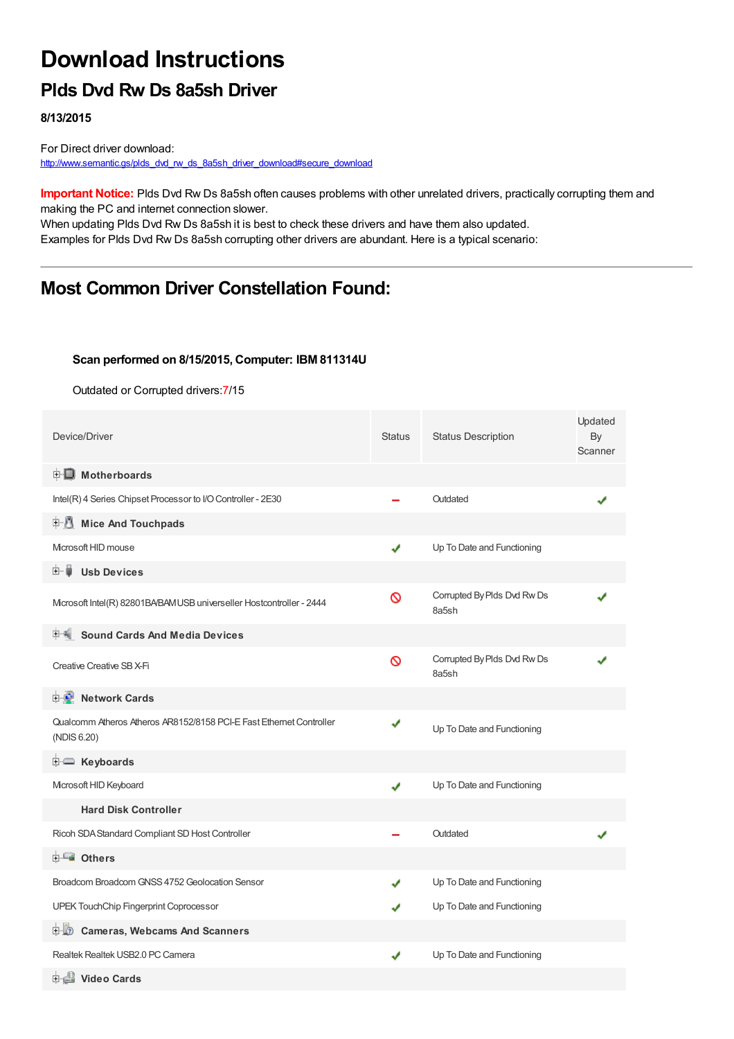# Download Instructions

## Plds Dvd Rw Ds 8a5sh Driver

**8/13/2015**

For Direct driver download:
http://www.semantic.gs/plds_dvd_rw_ds_8a5sh_driver_download#secure_download

**Important Notice:** Plds Dvd Rw Ds 8a5sh often causes problems with other unrelated drivers, practically corrupting them and making the PC and internet connection slower.
When updating Plds Dvd Rw Ds 8a5sh it is best to check these drivers and have them also updated.
Examples for Plds Dvd Rw Ds 8a5sh corrupting other drivers are abundant. Here is a typical scenario:

---

## Most Common Driver Constellation Found:

**Scan performed on 8/15/2015, Computer: IBM 811314U**

Outdated or Corrupted drivers:7/15

| Device/Driver | Status | Status Description | Updated By Scanner |
|---|---|---|---|
| **Motherboards** | | | |
| Intel(R) 4 Series Chipset Processor to I/O Controller - 2E30 | – | Outdated | ✔ |
| **Mice And Touchpads** | | | |
| Microsoft HID mouse | ✔ | Up To Date and Functioning | |
| **Usb Devices** | | | |
| Microsoft Intel(R) 82801BA/BAM USB universeller Hostcontroller - 2444 | 🚫 | Corrupted By Plds Dvd Rw Ds 8a5sh | ✔ |
| **Sound Cards And Media Devices** | | | |
| Creative Creative SB X-Fi | 🚫 | Corrupted By Plds Dvd Rw Ds 8a5sh | ✔ |
| **Network Cards** | | | |
| Qualcomm Atheros Atheros AR8152/8158 PCI-E Fast Ethernet Controller (NDIS 6.20) | ✔ | Up To Date and Functioning | |
| **Keyboards** | | | |
| Microsoft HID Keyboard | ✔ | Up To Date and Functioning | |
| **Hard Disk Controller** | | | |
| Ricoh SDA Standard Compliant SD Host Controller | – | Outdated | ✔ |
| **Others** | | | |
| Broadcom Broadcom GNSS 4752 Geolocation Sensor | ✔ | Up To Date and Functioning | |
| UPEK TouchChip Fingerprint Coprocessor | ✔ | Up To Date and Functioning | |
| **Cameras, Webcams And Scanners** | | | |
| Realtek Realtek USB2.0 PC Camera | ✔ | Up To Date and Functioning | |
| **Video Cards** | | | |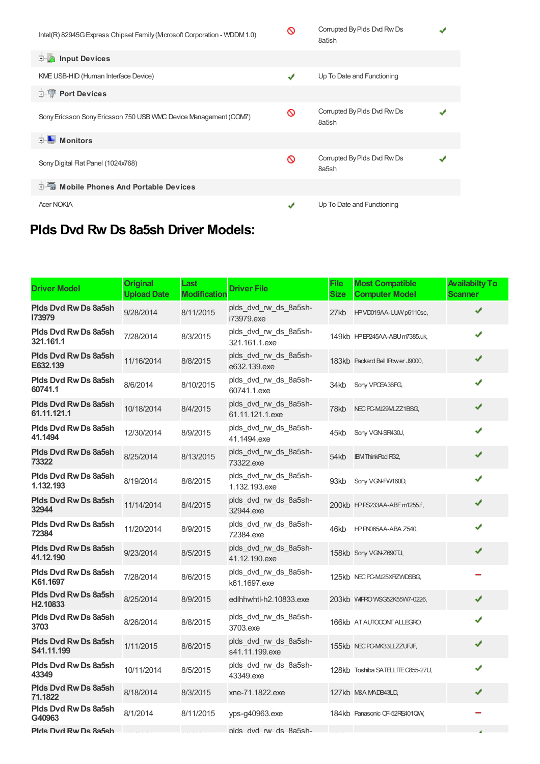| | | | |
|---|---|---|---|
| Intel(R) 82945G Express Chipset Family (Microsoft Corporation - WDDM 1.0) | 🚫 | Corrupted By Plds Dvd Rw Ds 8a5sh | ✔ |
| **Input Devices** | | | |
| KME USB-HID (Human Interface Device) | ✔ | Up To Date and Functioning | |
| **Port Devices** | | | |
| Sony Ericsson Sony Ericsson 750 USB WMC Device Management (COM7) | 🚫 | Corrupted By Plds Dvd Rw Ds 8a5sh | ✔ |
| **Monitors** | | | |
| Sony Digital Flat Panel (1024x768) | 🚫 | Corrupted By Plds Dvd Rw Ds 8a5sh | ✔ |
| **Mobile Phones And Portable Devices** | | | |
| Acer NOKIA | ✔ | Up To Date and Functioning | |

# Plds Dvd Rw Ds 8a5sh Driver Models:

| Driver Model | Original Upload Date | Last Modification | Driver File | File Size | Most Compatible Computer Model | Availabilty To Scanner |
|---|---|---|---|---|---|---|
| **Plds Dvd Rw Ds 8a5sh I73979** | 9/28/2014 | 8/11/2015 | plds_dvd_rw_ds_8a5sh-i73979.exe | 27kb | HP VD019AA-UUW p6110sc, | ✔ |
| **Plds Dvd Rw Ds 8a5sh 321.161.1** | 7/28/2014 | 8/3/2015 | plds_dvd_rw_ds_8a5sh-321.161.1.exe | 149kb | HP EP245AA-ABU m7385.uk, | ✔ |
| **Plds Dvd Rw Ds 8a5sh E632.139** | 11/16/2014 | 8/8/2015 | plds_dvd_rw_ds_8a5sh-e632.139.exe | 183kb | Packard Bell IPower J9000, | ✔ |
| **Plds Dvd Rw Ds 8a5sh 60741.1** | 8/6/2014 | 8/10/2015 | plds_dvd_rw_ds_8a5sh-60741.1.exe | 34kb | Sony VPCEA36FG, | ✔ |
| **Plds Dvd Rw Ds 8a5sh 61.11.121.1** | 10/18/2014 | 8/4/2015 | plds_dvd_rw_ds_8a5sh-61.11.121.1.exe | 78kb | NEC PC-MJ29MLZZ1BSG, | ✔ |
| **Plds Dvd Rw Ds 8a5sh 41.1494** | 12/30/2014 | 8/9/2015 | plds_dvd_rw_ds_8a5sh-41.1494.exe | 45kb | Sony VGN-SR430J, | ✔ |
| **Plds Dvd Rw Ds 8a5sh 73322** | 8/25/2014 | 8/13/2015 | plds_dvd_rw_ds_8a5sh-73322.exe | 54kb | IBM ThinkPad R32, | ✔ |
| **Plds Dvd Rw Ds 8a5sh 1.132.193** | 8/19/2014 | 8/8/2015 | plds_dvd_rw_ds_8a5sh-1.132.193.exe | 93kb | Sony VGN-FW160D, | ✔ |
| **Plds Dvd Rw Ds 8a5sh 32944** | 11/14/2014 | 8/4/2015 | plds_dvd_rw_ds_8a5sh-32944.exe | 200kb | HP PS233AA-ABF m1255.f, | ✔ |
| **Plds Dvd Rw Ds 8a5sh 72384** | 11/20/2014 | 8/9/2015 | plds_dvd_rw_ds_8a5sh-72384.exe | 46kb | HP PN065AA-ABA Z540, | ✔ |
| **Plds Dvd Rw Ds 8a5sh 41.12.190** | 9/23/2014 | 8/5/2015 | plds_dvd_rw_ds_8a5sh-41.12.190.exe | 158kb | Sony VGN-Z690TJ, | ✔ |
| **Plds Dvd Rw Ds 8a5sh K61.1697** | 7/28/2014 | 8/6/2015 | plds_dvd_rw_ds_8a5sh-k61.1697.exe | 125kb | NEC PC-MJ25XRZWDSBG, | — |
| **Plds Dvd Rw Ds 8a5sh H2.10833** | 8/25/2014 | 8/9/2015 | edlhhwhtl-h2.10833.exe | 203kb | WIPRO WSG62K55W7-0226, | ✔ |
| **Plds Dvd Rw Ds 8a5sh 3703** | 8/26/2014 | 8/8/2015 | plds_dvd_rw_ds_8a5sh-3703.exe | 166kb | AT AUTOCONT ALLEGRO, | ✔ |
| **Plds Dvd Rw Ds 8a5sh S41.11.199** | 1/11/2015 | 8/6/2015 | plds_dvd_rw_ds_8a5sh-s41.11.199.exe | 155kb | NEC PC-MK33LLZZUFJF, | ✔ |
| **Plds Dvd Rw Ds 8a5sh 43349** | 10/11/2014 | 8/5/2015 | plds_dvd_rw_ds_8a5sh-43349.exe | 128kb | Toshiba SATELLITE C855-27U, | ✔ |
| **Plds Dvd Rw Ds 8a5sh 71.1822** | 8/18/2014 | 8/3/2015 | xne-71.1822.exe | 127kb | M&A MADB43LD, | ✔ |
| **Plds Dvd Rw Ds 8a5sh G40963** | 8/1/2014 | 8/11/2015 | yps-g40963.exe | 184kb | Panasonic CF-52RE401QW, | — |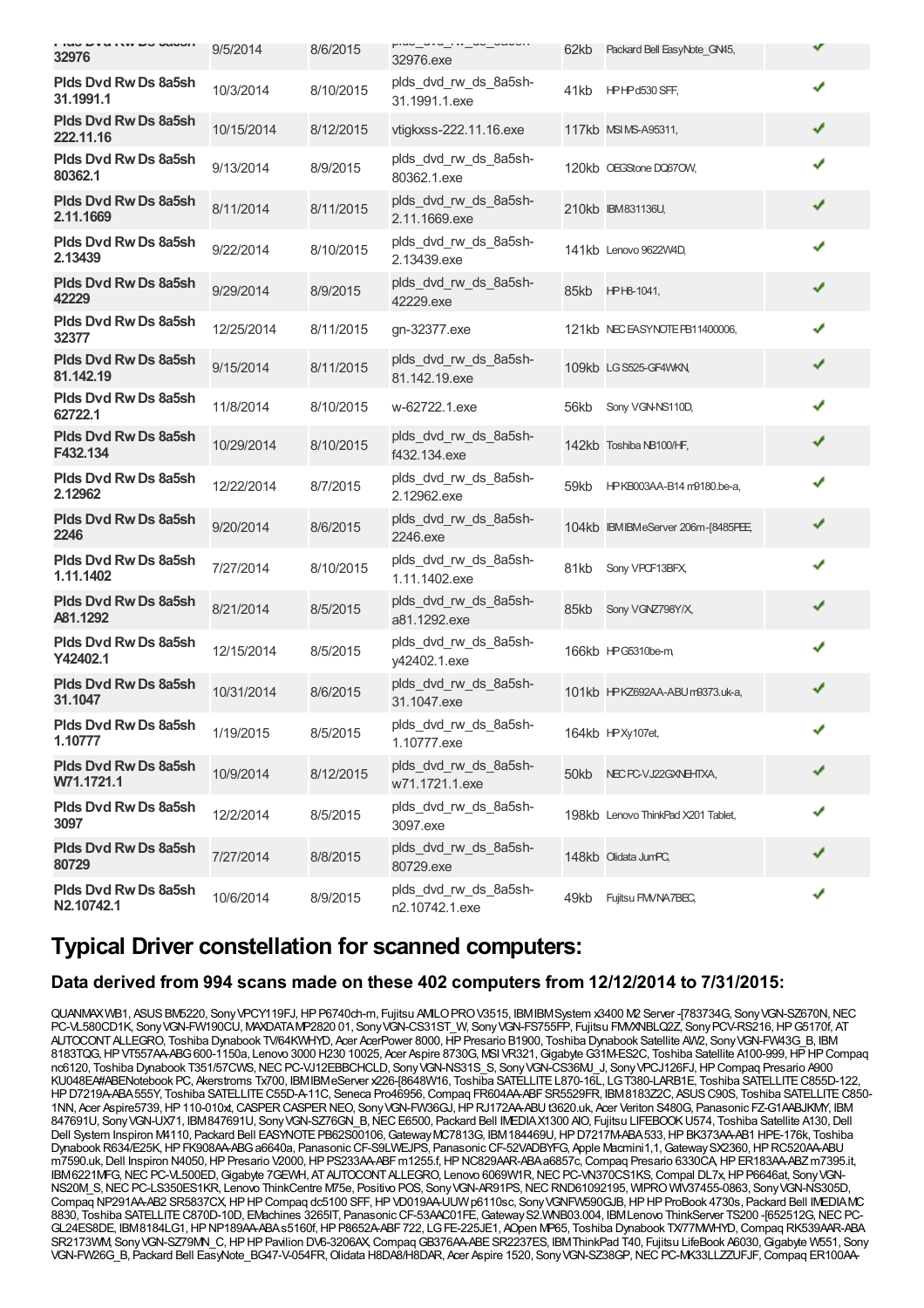| | | | | | | |
|---|---|---|---|---|---|---|
| Plds Dvd Rw Ds 8a5sh 32976 | 9/5/2014 | 8/6/2015 | plds_dvd_rw_ds_8a5sh-32976.exe | 62kb | Packard Bell EasyNote_GN45, | ✔ |
| Plds Dvd Rw Ds 8a5sh 31.1991.1 | 10/3/2014 | 8/10/2015 | plds_dvd_rw_ds_8a5sh-31.1991.1.exe | 41kb | HP HP d530 SFF, | ✔ |
| Plds Dvd Rw Ds 8a5sh 222.11.16 | 10/15/2014 | 8/12/2015 | vtigkxss-222.11.16.exe | 117kb | MSI MS-A95311, | ✔ |
| Plds Dvd Rw Ds 8a5sh 80362.1 | 9/13/2014 | 8/9/2015 | plds_dvd_rw_ds_8a5sh-80362.1.exe | 120kb | OEGStone DQ67OW, | ✔ |
| Plds Dvd Rw Ds 8a5sh 2.11.1669 | 8/11/2014 | 8/11/2015 | plds_dvd_rw_ds_8a5sh-2.11.1669.exe | 210kb | IBM 831136U, | ✔ |
| Plds Dvd Rw Ds 8a5sh 2.13439 | 9/22/2014 | 8/10/2015 | plds_dvd_rw_ds_8a5sh-2.13439.exe | 141kb | Lenovo 9622W4D, | ✔ |
| Plds Dvd Rw Ds 8a5sh 42229 | 9/29/2014 | 8/9/2015 | plds_dvd_rw_ds_8a5sh-42229.exe | 85kb | HP H8-1041, | ✔ |
| Plds Dvd Rw Ds 8a5sh 32377 | 12/25/2014 | 8/11/2015 | gn-32377.exe | 121kb | NEC EASYNOTE PB11400006, | ✔ |
| Plds Dvd Rw Ds 8a5sh 81.142.19 | 9/15/2014 | 8/11/2015 | plds_dvd_rw_ds_8a5sh-81.142.19.exe | 109kb | LG S525-GF4WKN, | ✔ |
| Plds Dvd Rw Ds 8a5sh 62722.1 | 11/8/2014 | 8/10/2015 | w-62722.1.exe | 56kb | Sony VGN-NS110D, | ✔ |
| Plds Dvd Rw Ds 8a5sh F432.134 | 10/29/2014 | 8/10/2015 | plds_dvd_rw_ds_8a5sh-f432.134.exe | 142kb | Toshiba NB100/HF, | ✔ |
| Plds Dvd Rw Ds 8a5sh 2.12962 | 12/22/2014 | 8/7/2015 | plds_dvd_rw_ds_8a5sh-2.12962.exe | 59kb | HP KB003AA-B14 m9180.be-a, | ✔ |
| Plds Dvd Rw Ds 8a5sh 2246 | 9/20/2014 | 8/6/2015 | plds_dvd_rw_ds_8a5sh-2246.exe | 104kb | IBM IBM eServer 206m -[8485PEE, | ✔ |
| Plds Dvd Rw Ds 8a5sh 1.11.1402 | 7/27/2014 | 8/10/2015 | plds_dvd_rw_ds_8a5sh-1.11.1402.exe | 81kb | Sony VPCF13BFX, | ✔ |
| Plds Dvd Rw Ds 8a5sh A81.1292 | 8/21/2014 | 8/5/2015 | plds_dvd_rw_ds_8a5sh-a81.1292.exe | 85kb | Sony VGNZ798Y/X, | ✔ |
| Plds Dvd Rw Ds 8a5sh Y42402.1 | 12/15/2014 | 8/5/2015 | plds_dvd_rw_ds_8a5sh-y42402.1.exe | 166kb | HP G5310be-m, | ✔ |
| Plds Dvd Rw Ds 8a5sh 31.1047 | 10/31/2014 | 8/6/2015 | plds_dvd_rw_ds_8a5sh-31.1047.exe | 101kb | HP KZ692AA-ABU m9373.uk-a, | ✔ |
| Plds Dvd Rw Ds 8a5sh 1.10777 | 1/19/2015 | 8/5/2015 | plds_dvd_rw_ds_8a5sh-1.10777.exe | 164kb | HP Xy107et, | ✔ |
| Plds Dvd Rw Ds 8a5sh W71.1721.1 | 10/9/2014 | 8/12/2015 | plds_dvd_rw_ds_8a5sh-w71.1721.1.exe | 50kb | NEC PC-VJ22GXNEHTXA, | ✔ |
| Plds Dvd Rw Ds 8a5sh 3097 | 12/2/2014 | 8/5/2015 | plds_dvd_rw_ds_8a5sh-3097.exe | 198kb | Lenovo ThinkPad X201 Tablet, | ✔ |
| Plds Dvd Rw Ds 8a5sh 80729 | 7/27/2014 | 8/8/2015 | plds_dvd_rw_ds_8a5sh-80729.exe | 148kb | Olidata JumPC, | ✔ |
| Plds Dvd Rw Ds 8a5sh N2.10742.1 | 10/6/2014 | 8/9/2015 | plds_dvd_rw_ds_8a5sh-n2.10742.1.exe | 49kb | Fujitsu FMVNA7BEC, | ✔ |

## Typical Driver constellation for scanned computers:

### Data derived from 994 scans made on these 402 computers from 12/12/2014 to 7/31/2015:

QUANMAX WB1, ASUS BM5220, Sony VPCY119FJ, HP P6740ch-m, Fujitsu AMILO PRO V3515, IBM IBM System x3400 M2 Server -[783734G, Sony VGN-SZ670N, NEC PC-VL580CD1K, Sony VGN-FW190CU, MAXDATA MP2820 01, Sony VGN-CS31ST_W, Sony VGN-FS755FP, Fujitsu FMVXNBLQ2Z, Sony PCV-RS216, HP G5170f, AT AUTOCONT ALLEGRO, Toshiba Dynabook TV/64KWHYD, Acer AcerPower 8000, HP Presario B1900, Toshiba Dynabook Satellite AW2, Sony VGN-FW43G_B, IBM 8183TQG, HP VT557AA-ABG 600-1150a, Lenovo 3000 H230 10025, Acer Aspire 8730G, MSI VR321, Gigabyte G31M-ES2C, Toshiba Satellite A100-999, HP HP Compaq nc6120, Toshiba Dynabook T351/57CWS, NEC PC-VJ12EBBCHCLD, Sony VGN-NS31S_S, Sony VGN-CS36MJ_J, Sony VPCJ126FJ, HP Compaq Presario A900 KU048EA#ABENotebook PC, Akerstroms Tx700, IBM IBM eServer x226-[8648W16, Toshiba SATELLITE L870-16L, LG T380-LARB1E, Toshiba SATELLITE C855D-122, HP D7219A-ABA 555Y, Toshiba SATELLITE C55D-A-11C, Seneca Pro46956, Compaq FR604AA-ABF SR5529FR, IBM 8183Z2C, ASUS C90S, Toshiba SATELLITE C850-1NN, Acer Aspire5739, HP 110-010xt, CASPER CASPER NEO, Sony VGN-FW36GJ, HP RJ172AA-ABU t3620.uk, Acer Veriton S480G, Panasonic FZ-G1AABJKMY, IBM 847691U, Sony VGN-UX71, IBM 847691U, Sony VGN-SZ76GN_B, NEC E6500, Packard Bell IMEDIA X1300 AIO, Fujitsu LIFEBOOK U574, Toshiba Satellite A130, Dell Dell System Inspiron M4110, Packard Bell EASYNOTE PB62S00106, Gateway MC7813G, IBM 184469U, HP D7217M-ABA 533, HP BK373AA-AB1 HPE-176k, Toshiba Dynabook R634/E25K, HP FK908AA-ABG a6640a, Panasonic CF-S9LWEJPS, Panasonic CF-52VADBYFG, Apple Macmini1,1, Gateway SX2360, HP RC520AA-ABU m7590.uk, Dell Inspiron N4050, HP Presario V2000, HP PS233AA-ABF m1255.f, HP NC829AAR-ABA a6857c, Compaq Presario 6330CA, HP ER183AA-ABZ m7395.it, IBM 6221MFG, NEC PC-VL500ED, Gigabyte 7GEWH, AT AUTOCONT ALLEGRO, Lenovo 6069W1R, NEC PC-VN370CS1KS, Compal DL7x, HP P6646at, Sony VGN-NS20M_S, NEC PC-LS350ES1KR, Lenovo ThinkCentre M75e, Positivo POS, Sony VGN-AR91PS, NEC RND61092195, WIPRO WIV37455-0863, Sony VGN-NS305D, Compaq NP291AA-AB2 SR5837CX, HP HP Compaq dc5100 SFF, HP VD019AA-UUW p6110sc, Sony VGNFW590GJB, HP HP ProBook 4730s, Packard Bell IMEDIA MC 8830, Toshiba SATELLITE C870D-10D, EMachines 3265IT, Panasonic CF-53AAC01FE, Gateway S2.WNB03.004, IBM Lenovo ThinkServer TS200 -[652512G, NEC PC-GL24ES8DE, IBM 8184LG1, HP NP189AA-ABA s5160f, HP P8652A-ABF 722, LG FE-225JE1, AOpen MP65, Toshiba Dynabook TX/77MWHYD, Compaq RK539AAR-ABA SR2173WM, Sony VGN-SZ79MN_C, HP HP Pavilion DV6-3206AX, Compaq GB376AA-ABE SR2237ES, IBM ThinkPad T40, Fujitsu LifeBook A6030, Gigabyte W551, Sony VGN-FW26G_B, Packard Bell EasyNote_BG47-V-054FR, Olidata H8DA8/H8DAR, Acer Aspire 1520, Sony VGN-SZ38GP, NEC PC-MK33LLZZUFJF, Compaq ER100AA-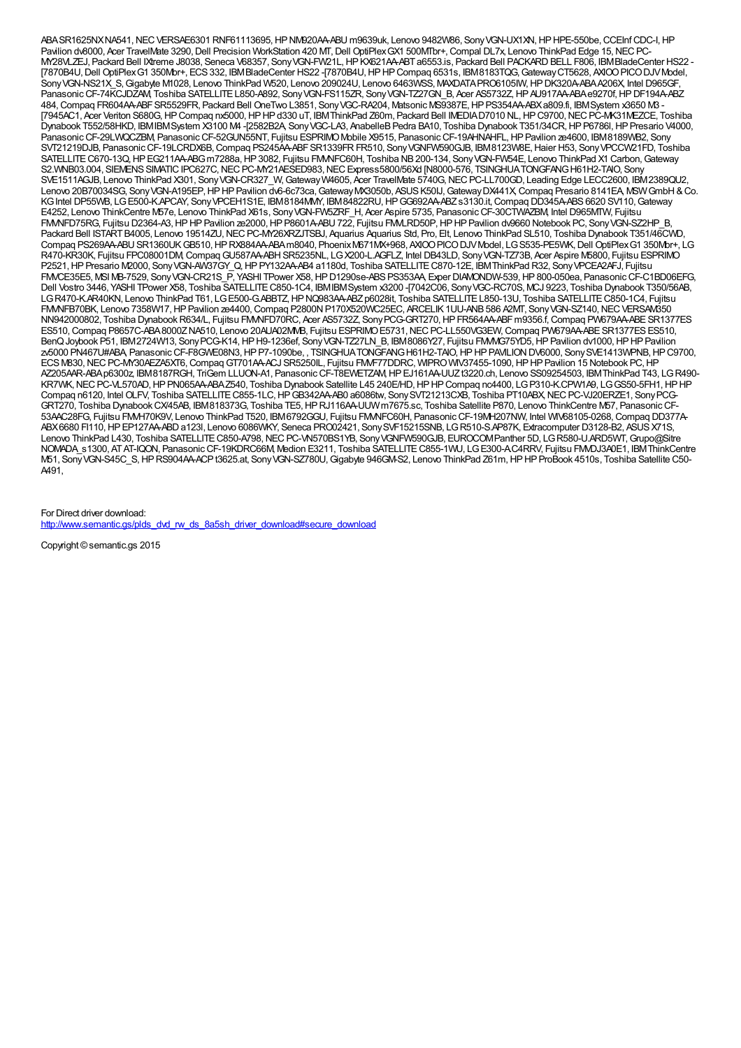ABA SR1625NX NA541, NEC VERSAE6301 RNF61113695, HP NM920AA-ABU m9639uk, Lenovo 9482W86, Sony VGN-UX1XN, HP HPE-550be, CCEInf CDC-I, HP Pavilion dv8000, Acer TravelMate 3290, Dell Precision WorkStation 420 MT, Dell OptiPlex GX1 500MTbr+, Compal DL7x, Lenovo ThinkPad Edge 15, NEC PC-MY28VLZEJ, Packard Bell IXtreme J8038, Seneca V68357, Sony VGN-FW21L, HP KX621AA-ABT a6553.is, Packard Bell PACKARD BELL F806, IBM BladeCenter HS22 -[7870B4U, Dell OptiPlex G1 350Mbr+, ECS 332, IBM BladeCenter HS22 -[7870B4U, HP HP Compaq 6531s, IBM 8183TQG, Gateway CT5628, AXIOO PICO DJV Model, Sony VGN-NS21X_S, Gigabyte M1028, Lenovo ThinkPad W520, Lenovo 209024U, Lenovo 6463WSS, MAXDATA PRO6105IW, HP DK320A-ABA A206X, Intel D965GF, Panasonic CF-74KCJDZAM, Toshiba SATELLITE L850-A892, Sony VGN-FS115ZR, Sony VGN-TZ27GN_B, Acer AS5732Z, HP AU917AA-ABA e9270f, HP DF194A-ABZ 484, Compaq FR604AA-ABF SR5529FR, Packard Bell OneTwo L3851, Sony VGC-RA204, Matsonic MS9387E, HP PS354AA-ABX a809.fi, IBM System x3650 M3 -[7945AC1, Acer Veriton S680G, HP Compaq nx5000, HP HP d330 uT, IBM ThinkPad Z60m, Packard Bell IMEDIA D7010 NL, HP C9700, NEC PC-MK31MEZCE, Toshiba Dynabook T552/58HKD, IBM IBM System X3100 M4 -[2582B2A, Sony VGC-LA3, AnabelleB Pedra BA10, Toshiba Dynabook T351/34CR, HP P6786l, HP Presario V4000, Panasonic CF-29LWQCZBM, Panasonic CF-52GUN55NT, Fujitsu ESPRIMO Mobile X9515, Panasonic CF-19AHNAHFL, HP Pavilion ze4600, IBM 8189WB2, Sony SVT21219DJB, Panasonic CF-19LCRDX6B, Compaq PS245AA-ABF SR1339FR FR510, Sony VGNFW590GJB, IBM 8123W8E, Haier H53, Sony VPCCW21FD, Toshiba SATELLITE C670-13Q, HP EG211AA-ABG m7288a, HP 3082, Fujitsu FMVNFC60H, Toshiba NB 200-134, Sony VGN-FW54E, Lenovo ThinkPad X1 Carbon, Gateway S2.WNB03.004, SIEMENS SIMATIC IPC627C, NEC PC-MY21AESED983, NEC Express5800/56Xd [N8000-576, TSINGHUA TONGFANG H61H2-TAIO, Sony SVE1511AGJB, Lenovo ThinkPad X301, Sony VGN-CR327_W, Gateway W4605, Acer TravelMate 5740G, NEC PC-LL700GD, Leading Edge LECC2600, IBM 2389QU2, Lenovo 20B70034SG, Sony VGN-A195EP, HP HP Pavilion dv6-6c73ca, Gateway MX3050b, ASUS K50IJ, Gateway DX441X, Compaq Presario 8141EA, MSW GmbH & Co. KG Intel DP55WB, LG E500-K.APCAY, Sony VPCEH1S1E, IBM 8184MMY, IBM 84822RU, HP GG692AA-ABZ s3130.it, Compaq DD345A-ABS 6620 SV110, Gateway E4252, Lenovo ThinkCentre M57e, Lenovo ThinkPad X61s, Sony VGN-FW5ZRF_H, Acer Aspire 5735, Panasonic CF-30CTWAZBM, Intel D965MTW, Fujitsu FMVNFD75RG, Fujitsu D2364-A3, HP HP Pavilion ze2000, HP P8601A-ABU 722, Fujitsu FMVLRD50P, HP HP Pavilion dv9660 Notebook PC, Sony VGN-SZ2HP_B, Packard Bell ISTART B4005, Lenovo 19514ZU, NEC PC-MY26XRZJTSBJ, Aquarius Aquarius Std, Pro, Elt, Lenovo ThinkPad SL510, Toshiba Dynabook T351/46CWD, Compaq PS269AA-ABU SR1360UK GB510, HP RX884AA-ABA m8040, Phoenix M671MX+968, AXIOO PICO DJV Model, LG S535-PE5WK, Dell OptiPlex G1 350Mbr+, LG R470-KR30K, Fujitsu FPC08001DM, Compaq GU587AA-ABH SR5235NL, LG X200-L.AGFLZ, Intel DB43LD, Sony VGN-TZ73B, Acer Aspire M5800, Fujitsu ESPRIMO P2521, HP Presario M2000, Sony VGN-AW37GY_Q, HP PY132AA-AB4 a1180d, Toshiba SATELLITE C870-12E, IBM ThinkPad R32, Sony VPCEA2AFJ, Fujitsu FMVCE35E5, MSI MB-7529, Sony VGN-CR21S_P, YASHI TPower X58, HP D1290se-ABS PS353AA, Exper DIAMONDW-539, HP 800-050ea, Panasonic CF-C1BD06EFG, Dell Vostro 3446, YASHI TPower X58, Toshiba SATELLITE C850-1C4, IBM IBM System x3200 -[7042C06, Sony VGC-RC70S, MCJ 9223, Toshiba Dynabook T350/56AB, LG R470-K.AR40KN, Lenovo ThinkPad T61, LG E500-G.ABBTZ, HP NQ983AA-ABZ p6028it, Toshiba SATELLITE L850-13U, Toshiba SATELLITE C850-1C4, Fujitsu FMVNFB70BK, Lenovo 7358W17, HP Pavilion ze4400, Compaq P2800N P170X520WC25EC, ARCELIK 1UU-ANB 586 A2MT, Sony VGN-SZ140, NEC VERSAM350 NN942000802, Toshiba Dynabook R634/L, Fujitsu FMVNFD70RC, Acer AS5732Z, Sony PCG-GRT270, HP FR564AA-ABF m9356.f, Compaq PW679AA-ABE SR1377ES ES510, Compaq P8657C-ABA 8000Z NA510, Lenovo 20AUA02MMB, Fujitsu ESPRIMO E5731, NEC PC-LL550VG3EW, Compaq PW679AA-ABE SR1377ES ES510, BenQ Joybook P51, IBM 2724W13, Sony PCG-K14, HP H9-1236ef, Sony VGN-TZ27LN_B, IBM 8086Y27, Fujitsu FMVMG75YD5, HP Pavilion dv1000, HP HP Pavilion zv5000 PN467U#ABA, Panasonic CF-F8GWE08N3, HP P7-1090be, , TSINGHUA TONGFANG H61H2-TAIO, HP HP PAVILION DV6000, Sony SVE1413WPNB, HP C9700, ECS M830, NEC PC-MY30AEZA5XT6, Compaq GT701AA-ACJ SR5250IL, Fujitsu FMVF77DDRC, WIPRO WIV37455-1090, HP HP Pavilion 15 Notebook PC, HP AZ205AAR-ABA p6300z, IBM 8187RGH, TriGem LLUON-A1, Panasonic CF-T8EWETZAM, HP EJ161AA-UUZ t3220.ch, Lenovo SS09254503, IBM ThinkPad T43, LG R490-KR7WK, NEC PC-VL570AD, HP PN065AA-ABA Z540, Toshiba Dynabook Satellite L45 240E/HD, HP HP Compaq nc4400, LG P310-K.CPW1A9, LG GS50-5FH1, HP HP Compaq n6120, Intel OLFV, Toshiba SATELLITE C855-1LC, HP GB342AA-AB0 a6086tw, Sony SVT21213CXB, Toshiba PT10ABX, NEC PC-VJ20ERZE1, Sony PCG-GRT270, Toshiba Dynabook CX/45AB, IBM 818373G, Toshiba TE5, HP RJ116AA-UUW m7675.sc, Toshiba Satellite P870, Lenovo ThinkCentre M57, Panasonic CF-53AAC28FG, Fujitsu FMVH70K9V, Lenovo ThinkPad T520, IBM 6792GGU, Fujitsu FMVNFC60H, Panasonic CF-19MH207NW, Intel WIV68105-0268, Compaq DD377A-ABX 6680 FI110, HP EP127AA-ABD a123l, Lenovo 6086WKY, Seneca PRO02421, Sony SVF15215SNB, LG R510-S.AP87K, Extracomputer D3128-B2, ASUS X71S, Lenovo ThinkPad L430, Toshiba SATELLITE C850-A798, NEC PC-VN570BS1YB, Sony VGNFW590GJB, EUROCOM Panther 5D, LG R580-U.ARD5WT, Grupo@Sitre NOMADA_s1300, AT AT-IQON, Panasonic CF-19KDRC66M, Medion E3211, Toshiba SATELLITE C855-1WU, LG E300-A.C4RRV, Fujitsu FMVDJ3A0E1, IBM ThinkCentre M51, Sony VGN-S45C_S, HP RS904AA-ACP t3625.at, Sony VGN-SZ780U, Gigabyte 946GM-S2, Lenovo ThinkPad Z61m, HP HP ProBook 4510s, Toshiba Satellite C50-A491,

For Direct driver download:
[http://www.semantic.gs/plds_dvd_rw_ds_8a5sh_driver_download#secure_download](http://www.semantic.gs/plds_dvd_rw_ds_8a5sh_driver_download#secure_download)

Copyright © semantic.gs 2015